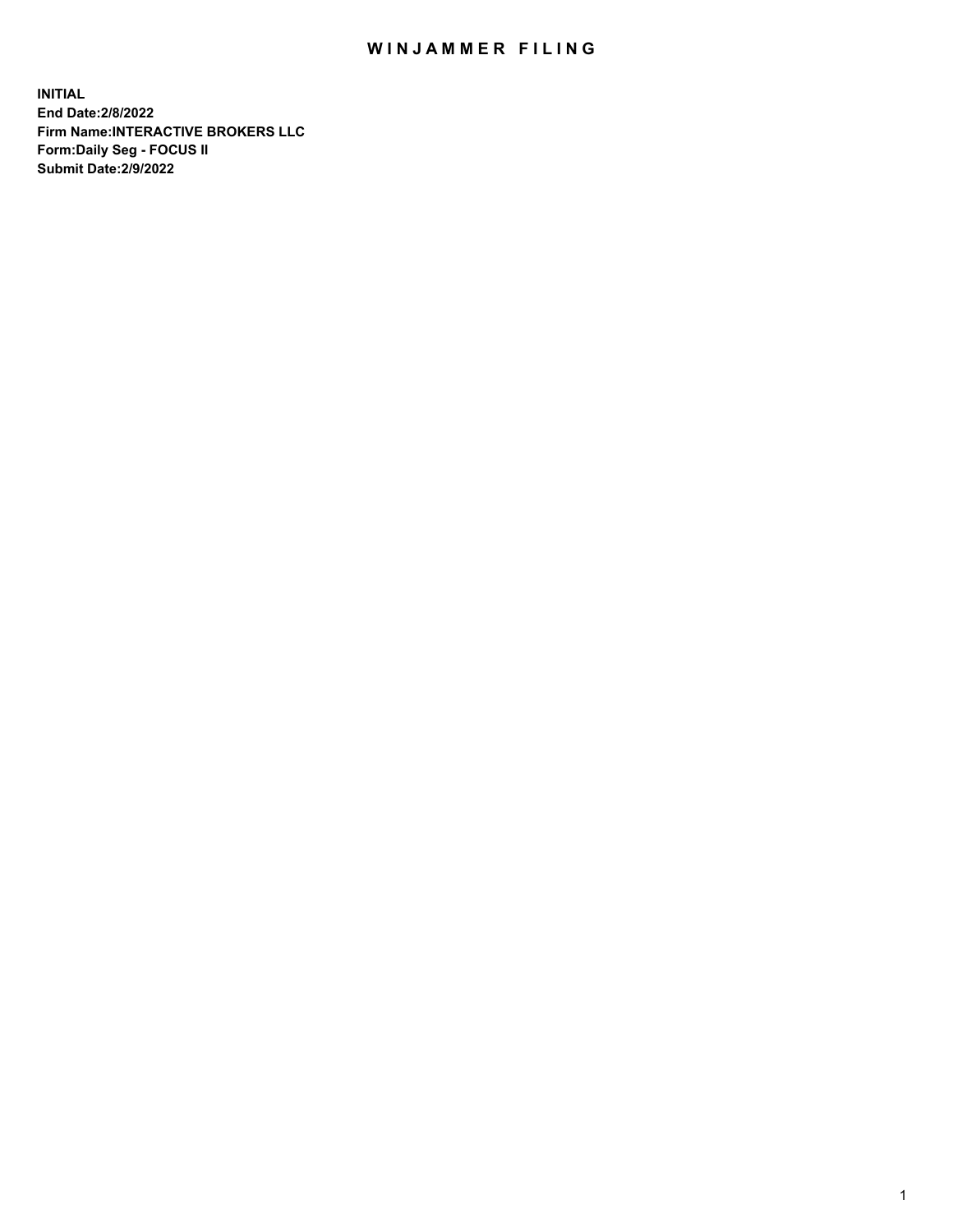# WINJAMMER FILING

**INITIAL**
**End Date:2/8/2022**
**Firm Name:INTERACTIVE BROKERS LLC**
**Form:Daily Seg - FOCUS II**
**Submit Date:2/9/2022**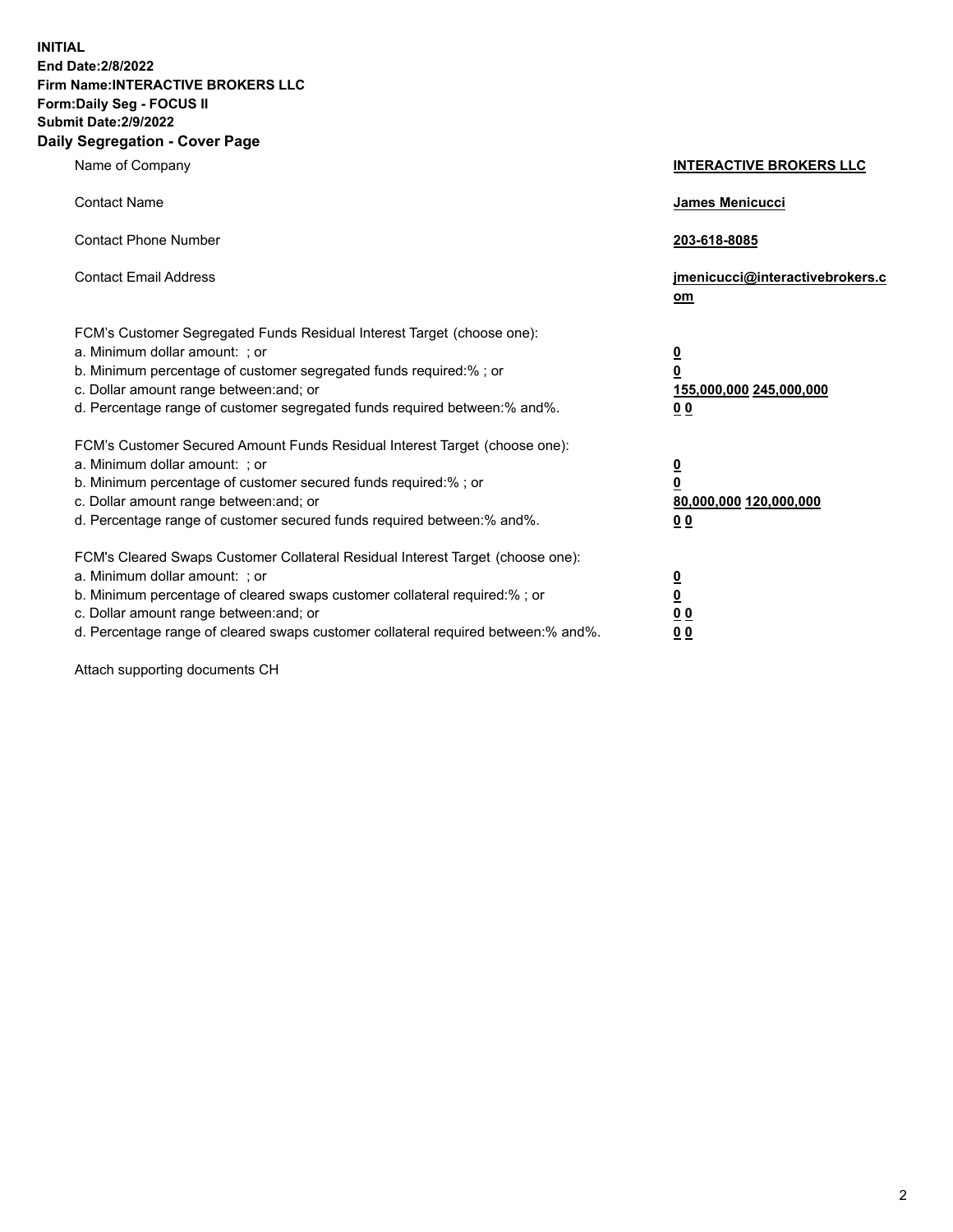**INITIAL**
**End Date:2/8/2022**
**Firm Name:INTERACTIVE BROKERS LLC**
**Form:Daily Seg - FOCUS II**
**Submit Date:2/9/2022**

## Daily Segregation - Cover Page

| | |
|---|---|
| Name of Company | **INTERACTIVE BROKERS LLC** |
| Contact Name | **James Menicucci** |
| Contact Phone Number | **203-618-8085** |
| Contact Email Address | **jmenicucci@interactivebrokers.com** |
| FCM's Customer Segregated Funds Residual Interest Target (choose one): | |
| a. Minimum dollar amount: ; or | **0** |
| b. Minimum percentage of customer segregated funds required:% ; or | **0** |
| c. Dollar amount range between:and; or | **155,000,000 245,000,000** |
| d. Percentage range of customer segregated funds required between:% and%. | **0 0** |
| FCM's Customer Secured Amount Funds Residual Interest Target (choose one): | |
| a. Minimum dollar amount: ; or | **0** |
| b. Minimum percentage of customer secured funds required:% ; or | **0** |
| c. Dollar amount range between:and; or | **80,000,000 120,000,000** |
| d. Percentage range of customer secured funds required between:% and%. | **0 0** |
| FCM's Cleared Swaps Customer Collateral Residual Interest Target (choose one): | |
| a. Minimum dollar amount: ; or | **0** |
| b. Minimum percentage of cleared swaps customer collateral required:% ; or | **0** |
| c. Dollar amount range between:and; or | **0 0** |
| d. Percentage range of cleared swaps customer collateral required between:% and%. | **0 0** |

Attach supporting documents CH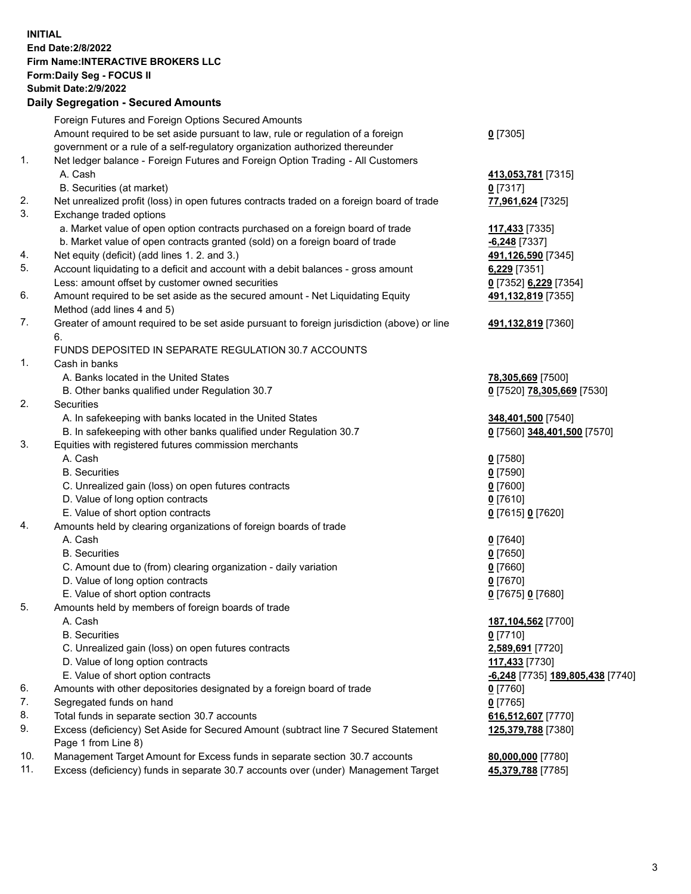**INITIAL**
**End Date:2/8/2022**
**Firm Name:INTERACTIVE BROKERS LLC**
**Form:Daily Seg - FOCUS II**
**Submit Date:2/9/2022**

## Daily Segregation - Secured Amounts

| | | |
|---|---|---|
| | Foreign Futures and Foreign Options Secured Amounts | |
| | Amount required to be set aside pursuant to law, rule or regulation of a foreign government or a rule of a self-regulatory organization authorized thereunder | 0 [7305] |
| 1. | Net ledger balance - Foreign Futures and Foreign Option Trading - All Customers | |
| | A. Cash | 413,053,781 [7315] |
| | B. Securities (at market) | 0 [7317] |
| 2. | Net unrealized profit (loss) in open futures contracts traded on a foreign board of trade | 77,961,624 [7325] |
| 3. | Exchange traded options | |
| | a. Market value of open option contracts purchased on a foreign board of trade | 117,433 [7335] |
| | b. Market value of open contracts granted (sold) on a foreign board of trade | -6,248 [7337] |
| 4. | Net equity (deficit) (add lines 1. 2. and 3.) | 491,126,590 [7345] |
| 5. | Account liquidating to a deficit and account with a debit balances - gross amount | 6,229 [7351] |
| | Less: amount offset by customer owned securities | 0 [7352] 6,229 [7354] |
| 6. | Amount required to be set aside as the secured amount - Net Liquidating Equity Method (add lines 4 and 5) | 491,132,819 [7355] |
| 7. | Greater of amount required to be set aside pursuant to foreign jurisdiction (above) or line 6. | 491,132,819 [7360] |
| | FUNDS DEPOSITED IN SEPARATE REGULATION 30.7 ACCOUNTS | |
| 1. | Cash in banks | |
| | A. Banks located in the United States | 78,305,669 [7500] |
| | B. Other banks qualified under Regulation 30.7 | 0 [7520] 78,305,669 [7530] |
| 2. | Securities | |
| | A. In safekeeping with banks located in the United States | 348,401,500 [7540] |
| | B. In safekeeping with other banks qualified under Regulation 30.7 | 0 [7560] 348,401,500 [7570] |
| 3. | Equities with registered futures commission merchants | |
| | A. Cash | 0 [7580] |
| | B. Securities | 0 [7590] |
| | C. Unrealized gain (loss) on open futures contracts | 0 [7600] |
| | D. Value of long option contracts | 0 [7610] |
| | E. Value of short option contracts | 0 [7615] 0 [7620] |
| 4. | Amounts held by clearing organizations of foreign boards of trade | |
| | A. Cash | 0 [7640] |
| | B. Securities | 0 [7650] |
| | C. Amount due to (from) clearing organization - daily variation | 0 [7660] |
| | D. Value of long option contracts | 0 [7670] |
| | E. Value of short option contracts | 0 [7675] 0 [7680] |
| 5. | Amounts held by members of foreign boards of trade | |
| | A. Cash | 187,104,562 [7700] |
| | B. Securities | 0 [7710] |
| | C. Unrealized gain (loss) on open futures contracts | 2,589,691 [7720] |
| | D. Value of long option contracts | 117,433 [7730] |
| | E. Value of short option contracts | -6,248 [7735] 189,805,438 [7740] |
| 6. | Amounts with other depositories designated by a foreign board of trade | 0 [7760] |
| 7. | Segregated funds on hand | 0 [7765] |
| 8. | Total funds in separate section 30.7 accounts | 616,512,607 [7770] |
| 9. | Excess (deficiency) Set Aside for Secured Amount (subtract line 7 Secured Statement Page 1 from Line 8) | 125,379,788 [7380] |
| 10. | Management Target Amount for Excess funds in separate section 30.7 accounts | 80,000,000 [7780] |
| 11. | Excess (deficiency) funds in separate 30.7 accounts over (under) Management Target | 45,379,788 [7785] |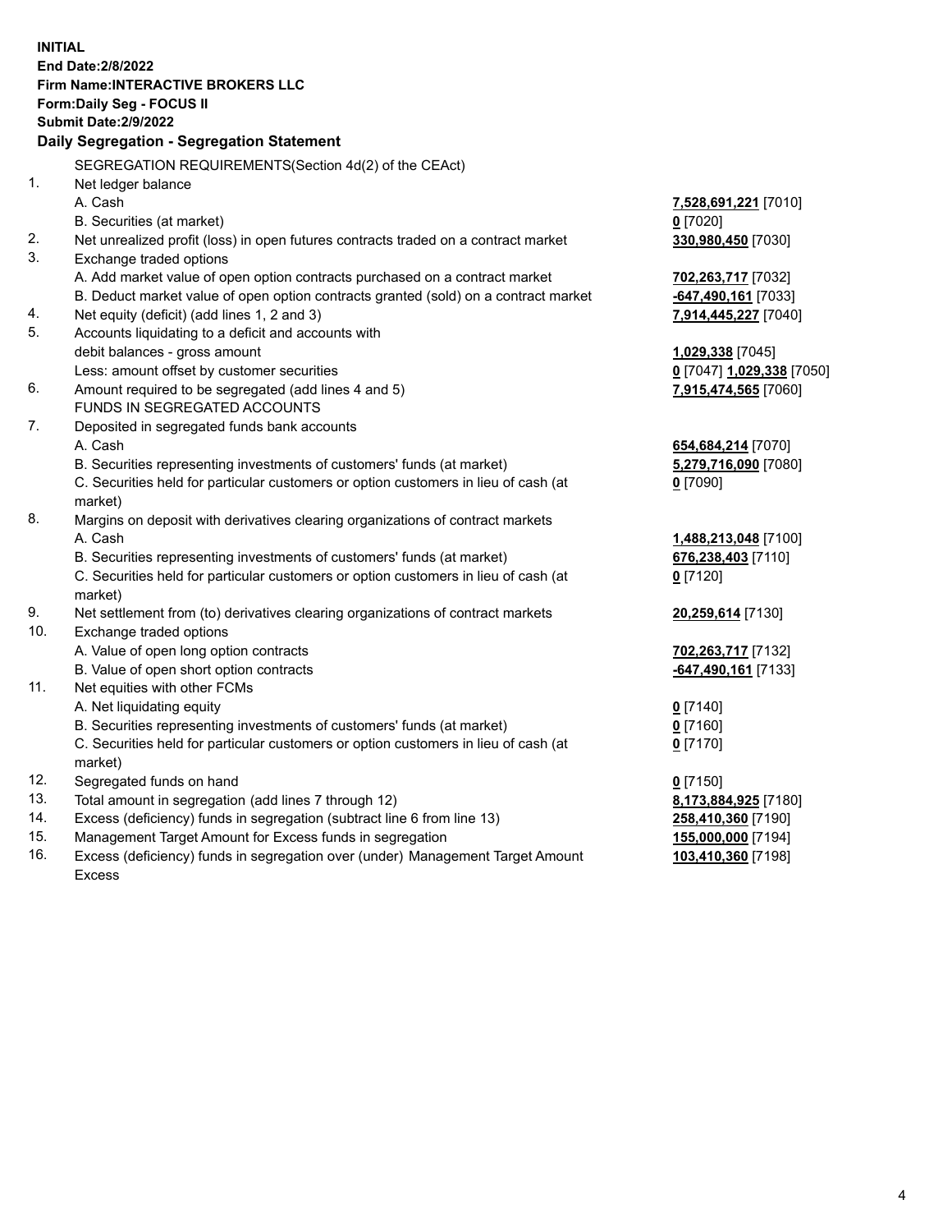**INITIAL**
**End Date:2/8/2022**
**Firm Name:INTERACTIVE BROKERS LLC**
**Form:Daily Seg - FOCUS II**
**Submit Date:2/9/2022**

### Daily Segregation - Segregation Statement

SEGREGATION REQUIREMENTS(Section 4d(2) of the CEAct)

| | | |
|---|---|---|
| 1. | Net ledger balance | |
| | A. Cash | **7,528,691,221** [7010] |
| | B. Securities (at market) | **0** [7020] |
| 2. | Net unrealized profit (loss) in open futures contracts traded on a contract market | **330,980,450** [7030] |
| 3. | Exchange traded options | |
| | A. Add market value of open option contracts purchased on a contract market | **702,263,717** [7032] |
| | B. Deduct market value of open option contracts granted (sold) on a contract market | **-647,490,161** [7033] |
| 4. | Net equity (deficit) (add lines 1, 2 and 3) | **7,914,445,227** [7040] |
| 5. | Accounts liquidating to a deficit and accounts with debit balances - gross amount | **1,029,338** [7045] |
| | Less: amount offset by customer securities | **0** [7047] **1,029,338** [7050] |
| 6. | Amount required to be segregated (add lines 4 and 5) | **7,915,474,565** [7060] |
| | FUNDS IN SEGREGATED ACCOUNTS | |
| 7. | Deposited in segregated funds bank accounts | |
| | A. Cash | **654,684,214** [7070] |
| | B. Securities representing investments of customers' funds (at market) | **5,279,716,090** [7080] |
| | C. Securities held for particular customers or option customers in lieu of cash (at market) | **0** [7090] |
| 8. | Margins on deposit with derivatives clearing organizations of contract markets | |
| | A. Cash | **1,488,213,048** [7100] |
| | B. Securities representing investments of customers' funds (at market) | **676,238,403** [7110] |
| | C. Securities held for particular customers or option customers in lieu of cash (at market) | **0** [7120] |
| 9. | Net settlement from (to) derivatives clearing organizations of contract markets | **20,259,614** [7130] |
| 10. | Exchange traded options | |
| | A. Value of open long option contracts | **702,263,717** [7132] |
| | B. Value of open short option contracts | **-647,490,161** [7133] |
| 11. | Net equities with other FCMs | |
| | A. Net liquidating equity | **0** [7140] |
| | B. Securities representing investments of customers' funds (at market) | **0** [7160] |
| | C. Securities held for particular customers or option customers in lieu of cash (at market) | **0** [7170] |
| 12. | Segregated funds on hand | **0** [7150] |
| 13. | Total amount in segregation (add lines 7 through 12) | **8,173,884,925** [7180] |
| 14. | Excess (deficiency) funds in segregation (subtract line 6 from line 13) | **258,410,360** [7190] |
| 15. | Management Target Amount for Excess funds in segregation | **155,000,000** [7194] |
| 16. | Excess (deficiency) funds in segregation over (under) Management Target Amount Excess | **103,410,360** [7198] |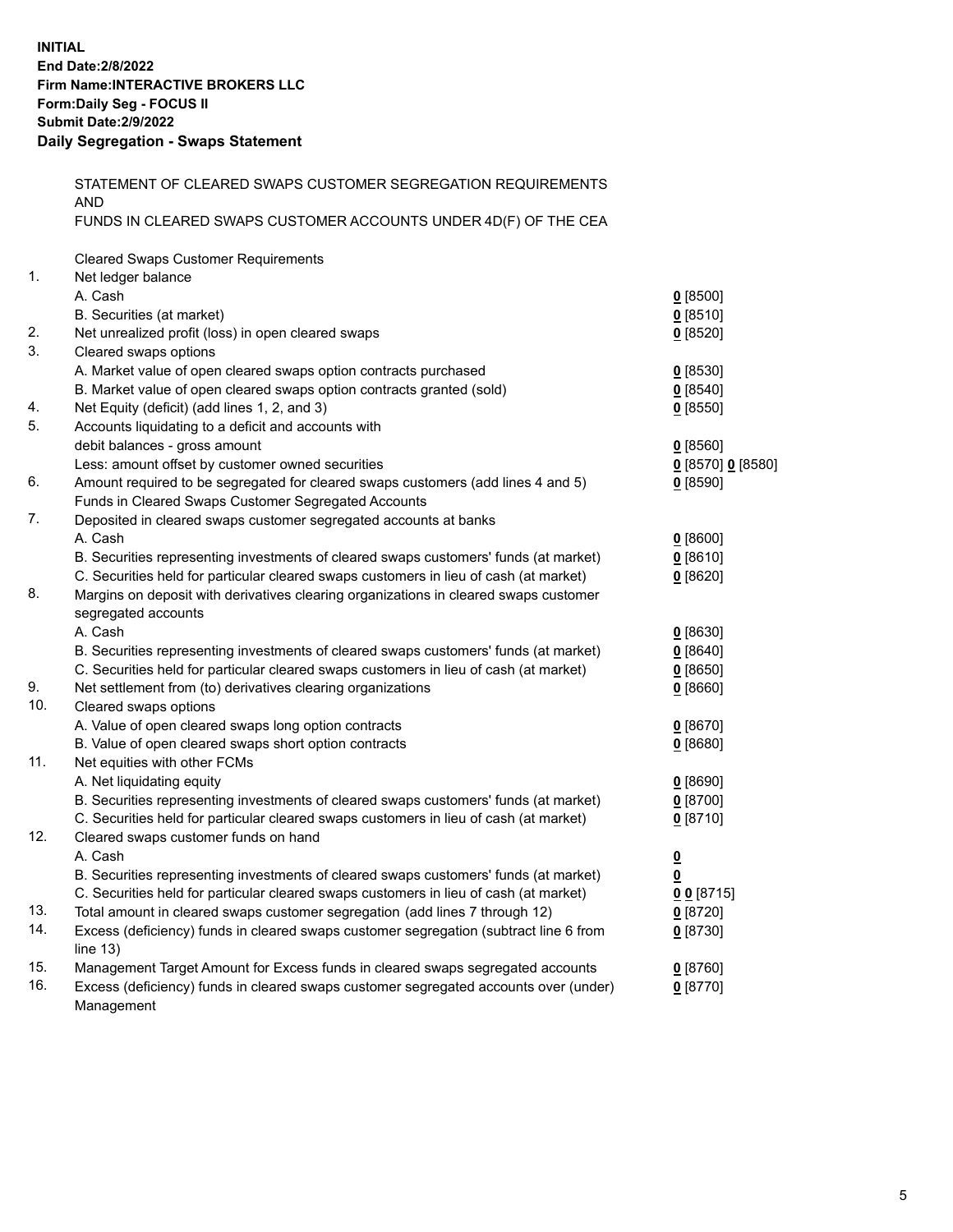**INITIAL**
**End Date:2/8/2022**
**Firm Name:INTERACTIVE BROKERS LLC**
**Form:Daily Seg - FOCUS II**
**Submit Date:2/9/2022**
**Daily Segregation - Swaps Statement**

STATEMENT OF CLEARED SWAPS CUSTOMER SEGREGATION REQUIREMENTS AND FUNDS IN CLEARED SWAPS CUSTOMER ACCOUNTS UNDER 4D(F) OF THE CEA

| | | |
|---|---|---|
| | Cleared Swaps Customer Requirements | |
| 1. | Net ledger balance | |
| | A. Cash | 0 [8500] |
| | B. Securities (at market) | 0 [8510] |
| 2. | Net unrealized profit (loss) in open cleared swaps | 0 [8520] |
| 3. | Cleared swaps options | |
| | A. Market value of open cleared swaps option contracts purchased | 0 [8530] |
| | B. Market value of open cleared swaps option contracts granted (sold) | 0 [8540] |
| 4. | Net Equity (deficit) (add lines 1, 2, and 3) | 0 [8550] |
| 5. | Accounts liquidating to a deficit and accounts with debit balances - gross amount | 0 [8560] |
| | Less: amount offset by customer owned securities | 0 [8570] 0 [8580] |
| 6. | Amount required to be segregated for cleared swaps customers (add lines 4 and 5) | 0 [8590] |
| | Funds in Cleared Swaps Customer Segregated Accounts | |
| 7. | Deposited in cleared swaps customer segregated accounts at banks | |
| | A. Cash | 0 [8600] |
| | B. Securities representing investments of cleared swaps customers' funds (at market) | 0 [8610] |
| | C. Securities held for particular cleared swaps customers in lieu of cash (at market) | 0 [8620] |
| 8. | Margins on deposit with derivatives clearing organizations in cleared swaps customer segregated accounts | |
| | A. Cash | 0 [8630] |
| | B. Securities representing investments of cleared swaps customers' funds (at market) | 0 [8640] |
| | C. Securities held for particular cleared swaps customers in lieu of cash (at market) | 0 [8650] |
| 9. | Net settlement from (to) derivatives clearing organizations | 0 [8660] |
| 10. | Cleared swaps options | |
| | A. Value of open cleared swaps long option contracts | 0 [8670] |
| | B. Value of open cleared swaps short option contracts | 0 [8680] |
| 11. | Net equities with other FCMs | |
| | A. Net liquidating equity | 0 [8690] |
| | B. Securities representing investments of cleared swaps customers' funds (at market) | 0 [8700] |
| | C. Securities held for particular cleared swaps customers in lieu of cash (at market) | 0 [8710] |
| 12. | Cleared swaps customer funds on hand | |
| | A. Cash | 0 |
| | B. Securities representing investments of cleared swaps customers' funds (at market) | 0 |
| | C. Securities held for particular cleared swaps customers in lieu of cash (at market) | 0 0 [8715] |
| 13. | Total amount in cleared swaps customer segregation (add lines 7 through 12) | 0 [8720] |
| 14. | Excess (deficiency) funds in cleared swaps customer segregation (subtract line 6 from line 13) | 0 [8730] |
| 15. | Management Target Amount for Excess funds in cleared swaps segregated accounts | 0 [8760] |
| 16. | Excess (deficiency) funds in cleared swaps customer segregated accounts over (under) Management | 0 [8770] |